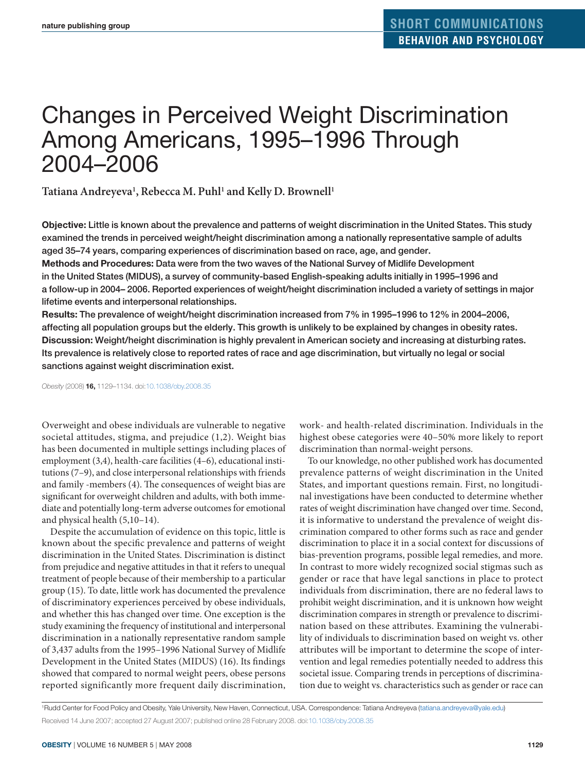SHORT COMMUNICATIONS
BEHAVIOR AND PSYCHOLOGY

# Changes in Perceived Weight Discrimination Among Americans, 1995–1996 Through 2004–2006

**Tatiana Andreyeva[1], Rebecca M. Puhl[1] and Kelly D. Brownell[1]**

**Objective:** Little is known about the prevalence and patterns of weight discrimination in the United States. This study examined the trends in perceived weight/height discrimination among a nationally representative sample of adults aged 35–74 years, comparing experiences of discrimination based on race, age, and gender.
**Methods and Procedures:** Data were from the two waves of the National Survey of Midlife Development in the United States (MIDUS), a survey of community-based English-speaking adults initially in 1995–1996 and a follow-up in 2004– 2006. Reported experiences of weight/height discrimination included a variety of settings in major lifetime events and interpersonal relationships.
**Results:** The prevalence of weight/height discrimination increased from 7% in 1995–1996 to 12% in 2004–2006, affecting all population groups but the elderly. This growth is unlikely to be explained by changes in obesity rates.
**Discussion:** Weight/height discrimination is highly prevalent in American society and increasing at disturbing rates. Its prevalence is relatively close to reported rates of race and age discrimination, but virtually no legal or social sanctions against weight discrimination exist.

*Obesity* (2008) **16,** 1129–1134. doi:10.1038/oby.2008.35

Overweight and obese individuals are vulnerable to negative societal attitudes, stigma, and prejudice (1,2). Weight bias has been documented in multiple settings including places of employment (3,4), health-care facilities (4–6), educational institutions (7–9), and close interpersonal relationships with friends and family -members (4). The consequences of weight bias are significant for overweight children and adults, with both immediate and potentially long-term adverse outcomes for emotional and physical health (5,10–14).

Despite the accumulation of evidence on this topic, little is known about the specific prevalence and patterns of weight discrimination in the United States. Discrimination is distinct from prejudice and negative attitudes in that it refers to unequal treatment of people because of their membership to a particular group (15). To date, little work has documented the prevalence of discriminatory experiences perceived by obese individuals, and whether this has changed over time. One exception is the study examining the frequency of institutional and interpersonal discrimination in a nationally representative random sample of 3,437 adults from the 1995–1996 National Survey of Midlife Development in the United States (MIDUS) (16). Its findings showed that compared to normal weight peers, obese persons reported significantly more frequent daily discrimination, work- and health-related discrimination. Individuals in the highest obese categories were 40–50% more likely to report discrimination than normal-weight persons.

To our knowledge, no other published work has documented prevalence patterns of weight discrimination in the United States, and important questions remain. First, no longitudinal investigations have been conducted to determine whether rates of weight discrimination have changed over time. Second, it is informative to understand the prevalence of weight discrimination compared to other forms such as race and gender discrimination to place it in a social context for discussions of bias-prevention programs, possible legal remedies, and more. In contrast to more widely recognized social stigmas such as gender or race that have legal sanctions in place to protect individuals from discrimination, there are no federal laws to prohibit weight discrimination, and it is unknown how weight discrimination compares in strength or prevalence to discrimination based on these attributes. Examining the vulnerability of individuals to discrimination based on weight vs. other attributes will be important to determine the scope of intervention and legal remedies potentially needed to address this societal issue. Comparing trends in perceptions of discrimination due to weight vs. characteristics such as gender or race can

[1]Rudd Center for Food Policy and Obesity, Yale University, New Haven, Connecticut, USA. Correspondence: Tatiana Andreyeva (tatiana.andreyeva@yale.edu)

Received 14 June 2007; accepted 27 August 2007; published online 28 February 2008. doi:10.1038/oby.2008.35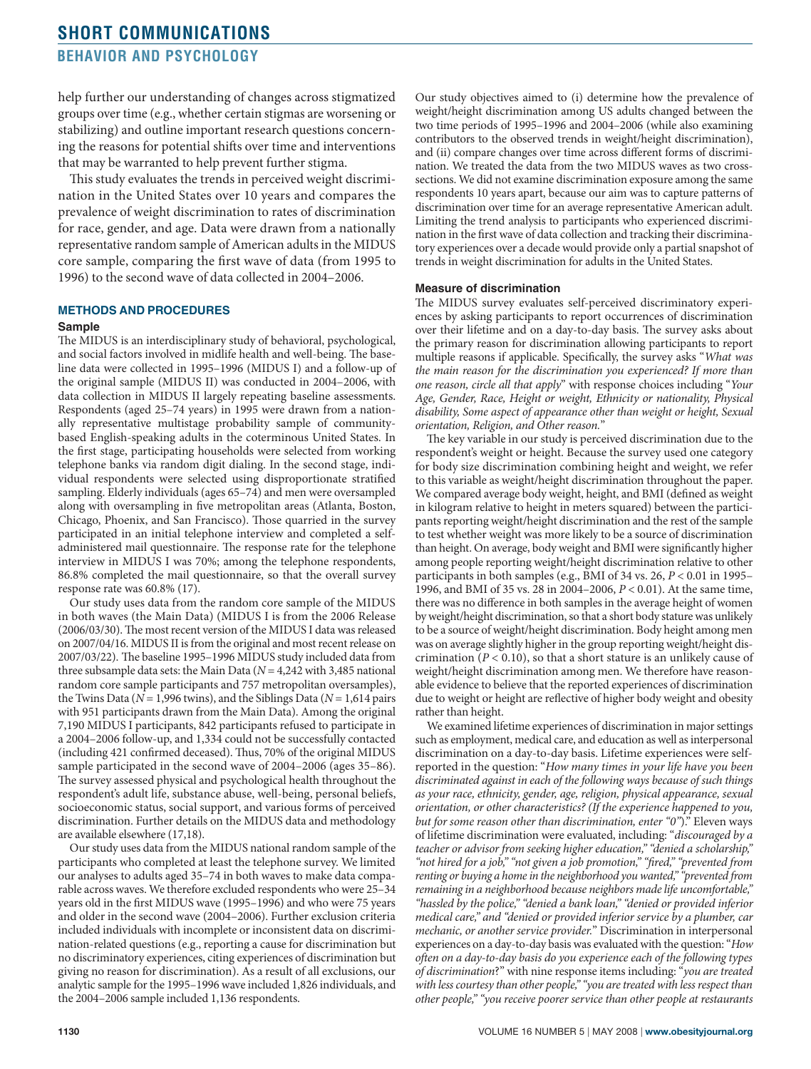help further our understanding of changes across stigmatized groups over time (e.g., whether certain stigmas are worsening or stabilizing) and outline important research questions concerning the reasons for potential shifts over time and interventions that may be warranted to help prevent further stigma.

This study evaluates the trends in perceived weight discrimination in the United States over 10 years and compares the prevalence of weight discrimination to rates of discrimination for race, gender, and age. Data were drawn from a nationally representative random sample of American adults in the MIDUS core sample, comparing the first wave of data (from 1995 to 1996) to the second wave of data collected in 2004–2006.

## METHODS AND PROCEDURES

### Sample

The MIDUS is an interdisciplinary study of behavioral, psychological, and social factors involved in midlife health and well-being. The baseline data were collected in 1995–1996 (MIDUS I) and a follow-up of the original sample (MIDUS II) was conducted in 2004–2006, with data collection in MIDUS II largely repeating baseline assessments. Respondents (aged 25–74 years) in 1995 were drawn from a nationally representative multistage probability sample of community-based English-speaking adults in the coterminous United States. In the first stage, participating households were selected from working telephone banks via random digit dialing. In the second stage, individual respondents were selected using disproportionate stratified sampling. Elderly individuals (ages 65–74) and men were oversampled along with oversampling in five metropolitan areas (Atlanta, Boston, Chicago, Phoenix, and San Francisco). Those quarried in the survey participated in an initial telephone interview and completed a self-administered mail questionnaire. The response rate for the telephone interview in MIDUS I was 70%; among the telephone respondents, 86.8% completed the mail questionnaire, so that the overall survey response rate was 60.8% (17).

Our study uses data from the random core sample of the MIDUS in both waves (the Main Data) (MIDUS I is from the 2006 Release (2006/03/30). The most recent version of the MIDUS I data was released on 2007/04/16. MIDUS II is from the original and most recent release on 2007/03/22). The baseline 1995–1996 MIDUS study included data from three subsample data sets: the Main Data ($N$ = 4,242 with 3,485 national random core sample participants and 757 metropolitan oversamples), the Twins Data ($N$ = 1,996 twins), and the Siblings Data ($N$ = 1,614 pairs with 951 participants drawn from the Main Data). Among the original 7,190 MIDUS I participants, 842 participants refused to participate in a 2004–2006 follow-up, and 1,334 could not be successfully contacted (including 421 confirmed deceased). Thus, 70% of the original MIDUS sample participated in the second wave of 2004–2006 (ages 35–86). The survey assessed physical and psychological health throughout the respondent's adult life, substance abuse, well-being, personal beliefs, socioeconomic status, social support, and various forms of perceived discrimination. Further details on the MIDUS data and methodology are available elsewhere (17,18).

Our study uses data from the MIDUS national random sample of the participants who completed at least the telephone survey. We limited our analyses to adults aged 35–74 in both waves to make data comparable across waves. We therefore excluded respondents who were 25–34 years old in the first MIDUS wave (1995–1996) and who were 75 years and older in the second wave (2004–2006). Further exclusion criteria included individuals with incomplete or inconsistent data on discrimination-related questions (e.g., reporting a cause for discrimination but no discriminatory experiences, citing experiences of discrimination but giving no reason for discrimination). As a result of all exclusions, our analytic sample for the 1995–1996 wave included 1,826 individuals, and the 2004–2006 sample included 1,136 respondents.

Our study objectives aimed to (i) determine how the prevalence of weight/height discrimination among US adults changed between the two time periods of 1995–1996 and 2004–2006 (while also examining contributors to the observed trends in weight/height discrimination), and (ii) compare changes over time across different forms of discrimination. We treated the data from the two MIDUS waves as two cross-sections. We did not examine discrimination exposure among the same respondents 10 years apart, because our aim was to capture patterns of discrimination over time for an average representative American adult. Limiting the trend analysis to participants who experienced discrimination in the first wave of data collection and tracking their discriminatory experiences over a decade would provide only a partial snapshot of trends in weight discrimination for adults in the United States.

### Measure of discrimination

The MIDUS survey evaluates self-perceived discriminatory experiences by asking participants to report occurrences of discrimination over their lifetime and on a day-to-day basis. The survey asks about the primary reason for discrimination allowing participants to report multiple reasons if applicable. Specifically, the survey asks "*What was the main reason for the discrimination you experienced? If more than one reason, circle all that apply*" with response choices including "*Your Age, Gender, Race, Height or weight, Ethnicity or nationality, Physical disability, Some aspect of appearance other than weight or height, Sexual orientation, Religion, and Other reason.*"

The key variable in our study is perceived discrimination due to the respondent's weight or height. Because the survey used one category for body size discrimination combining height and weight, we refer to this variable as weight/height discrimination throughout the paper. We compared average body weight, height, and BMI (defined as weight in kilogram relative to height in meters squared) between the participants reporting weight/height discrimination and the rest of the sample to test whether weight was more likely to be a source of discrimination than height. On average, body weight and BMI were significantly higher among people reporting weight/height discrimination relative to other participants in both samples (e.g., BMI of 34 vs. 26, $P < 0.01$ in 1995–1996, and BMI of 35 vs. 28 in 2004–2006, $P < 0.01$). At the same time, there was no difference in both samples in the average height of women by weight/height discrimination, so that a short body stature was unlikely to be a source of weight/height discrimination. Body height among men was on average slightly higher in the group reporting weight/height discrimination ($P < 0.10$), so that a short stature is an unlikely cause of weight/height discrimination among men. We therefore have reasonable evidence to believe that the reported experiences of discrimination due to weight or height are reflective of higher body weight and obesity rather than height.

We examined lifetime experiences of discrimination in major settings such as employment, medical care, and education as well as interpersonal discrimination on a day-to-day basis. Lifetime experiences were self-reported in the question: "*How many times in your life have you been discriminated against in each of the following ways because of such things as your race, ethnicity, gender, age, religion, physical appearance, sexual orientation, or other characteristics? (If the experience happened to you, but for some reason other than discrimination, enter "0")*." Eleven ways of lifetime discrimination were evaluated, including: "*discouraged by a teacher or advisor from seeking higher education," "denied a scholarship," "not hired for a job," "not given a job promotion," "fired," "prevented from renting or buying a home in the neighborhood you wanted," "prevented from remaining in a neighborhood because neighbors made life uncomfortable," "hassled by the police," "denied a bank loan," "denied or provided inferior medical care,*" and "*denied or provided inferior service by a plumber, car mechanic, or another service provider.*" Discrimination in interpersonal experiences on a day-to-day basis was evaluated with the question: "*How often on a day-to-day basis do you experience each of the following types of discrimination*?" with nine response items including: "*you are treated with less courtesy than other people," "you are treated with less respect than other people," "you receive poorer service than other people at restaurants*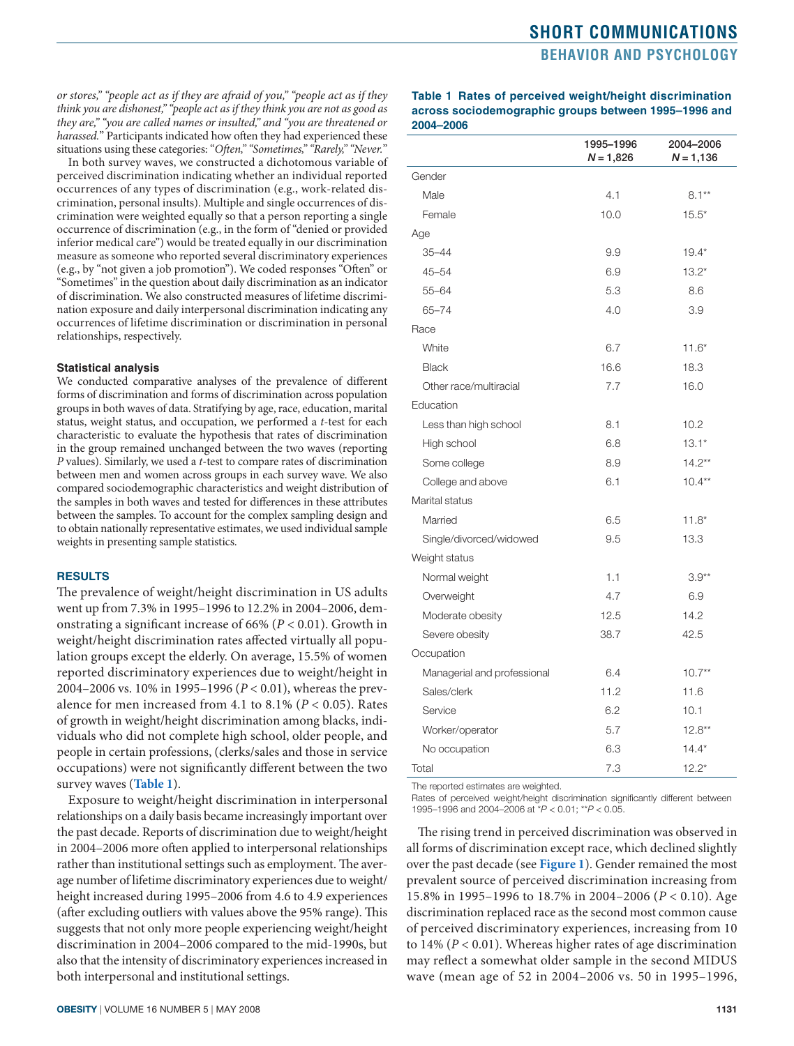or stores," "people act as if they are afraid of you," "people act as if they think you are dishonest," "people act as if they think you are not as good as they are," "you are called names or insulted," and "you are threatened or harassed." Participants indicated how often they had experienced these situations using these categories: "*Often*," "*Sometimes*," "*Rarely*," "*Never*."

In both survey waves, we constructed a dichotomous variable of perceived discrimination indicating whether an individual reported occurrences of any types of discrimination (e.g., work-related discrimination, personal insults). Multiple and single occurrences of discrimination were weighted equally so that a person reporting a single occurrence of discrimination (e.g., in the form of "denied or provided inferior medical care") would be treated equally in our discrimination measure as someone who reported several discriminatory experiences (e.g., by "not given a job promotion"). We coded responses "Often" or "Sometimes" in the question about daily discrimination as an indicator of discrimination. We also constructed measures of lifetime discrimination exposure and daily interpersonal discrimination indicating any occurrences of lifetime discrimination or discrimination in personal relationships, respectively.

### Statistical analysis

We conducted comparative analyses of the prevalence of different forms of discrimination and forms of discrimination across population groups in both waves of data. Stratifying by age, race, education, marital status, weight status, and occupation, we performed a *t*-test for each characteristic to evaluate the hypothesis that rates of discrimination in the group remained unchanged between the two waves (reporting *P* values). Similarly, we used a *t*-test to compare rates of discrimination between men and women across groups in each survey wave. We also compared sociodemographic characteristics and weight distribution of the samples in both waves and tested for differences in these attributes between the samples. To account for the complex sampling design and to obtain nationally representative estimates, we used individual sample weights in presenting sample statistics.

## RESULTS

The prevalence of weight/height discrimination in US adults went up from 7.3% in 1995–1996 to 12.2% in 2004–2006, demonstrating a significant increase of 66% ($P < 0.01$). Growth in weight/height discrimination rates affected virtually all population groups except the elderly. On average, 15.5% of women reported discriminatory experiences due to weight/height in 2004–2006 vs. 10% in 1995–1996 ($P < 0.01$), whereas the prevalence for men increased from 4.1 to 8.1% ($P < 0.05$). Rates of growth in weight/height discrimination among blacks, individuals who did not complete high school, older people, and people in certain professions, (clerks/sales and those in service occupations) were not significantly different between the two survey waves (**Table 1**).

Exposure to weight/height discrimination in interpersonal relationships on a daily basis became increasingly important over the past decade. Reports of discrimination due to weight/height in 2004–2006 more often applied to interpersonal relationships rather than institutional settings such as employment. The average number of lifetime discriminatory experiences due to weight/height increased during 1995–2006 from 4.6 to 4.9 experiences (after excluding outliers with values above the 95% range). This suggests that not only more people experiencing weight/height discrimination in 2004–2006 compared to the mid-1990s, but also that the intensity of discriminatory experiences increased in both interpersonal and institutional settings.

**Table 1 Rates of perceived weight/height discrimination across sociodemographic groups between 1995–1996 and 2004–2006**

| | 1995–1996 $N = 1{,}826$ | 2004–2006 $N = 1{,}136$ |
|---|---|---|
| Gender | | |
| Male | 4.1 | 8.1** |
| Female | 10.0 | 15.5* |
| Age | | |
| 35–44 | 9.9 | 19.4* |
| 45–54 | 6.9 | 13.2* |
| 55–64 | 5.3 | 8.6 |
| 65–74 | 4.0 | 3.9 |
| Race | | |
| White | 6.7 | 11.6* |
| Black | 16.6 | 18.3 |
| Other race/multiracial | 7.7 | 16.0 |
| Education | | |
| Less than high school | 8.1 | 10.2 |
| High school | 6.8 | 13.1* |
| Some college | 8.9 | 14.2** |
| College and above | 6.1 | 10.4** |
| Marital status | | |
| Married | 6.5 | 11.8* |
| Single/divorced/widowed | 9.5 | 13.3 |
| Weight status | | |
| Normal weight | 1.1 | 3.9** |
| Overweight | 4.7 | 6.9 |
| Moderate obesity | 12.5 | 14.2 |
| Severe obesity | 38.7 | 42.5 |
| Occupation | | |
| Managerial and professional | 6.4 | 10.7** |
| Sales/clerk | 11.2 | 11.6 |
| Service | 6.2 | 10.1 |
| Worker/operator | 5.7 | 12.8** |
| No occupation | 6.3 | 14.4* |
| Total | 7.3 | 12.2* |

The reported estimates are weighted.
Rates of perceived weight/height discrimination significantly different between 1995–1996 and 2004–2006 at *$P < 0.01$; **$P < 0.05$.

The rising trend in perceived discrimination was observed in all forms of discrimination except race, which declined slightly over the past decade (see **Figure 1**). Gender remained the most prevalent source of perceived discrimination increasing from 15.8% in 1995–1996 to 18.7% in 2004–2006 ($P < 0.10$). Age discrimination replaced race as the second most common cause of perceived discriminatory experiences, increasing from 10 to 14% ($P < 0.01$). Whereas higher rates of age discrimination may reflect a somewhat older sample in the second MIDUS wave (mean age of 52 in 2004–2006 vs. 50 in 1995–1996,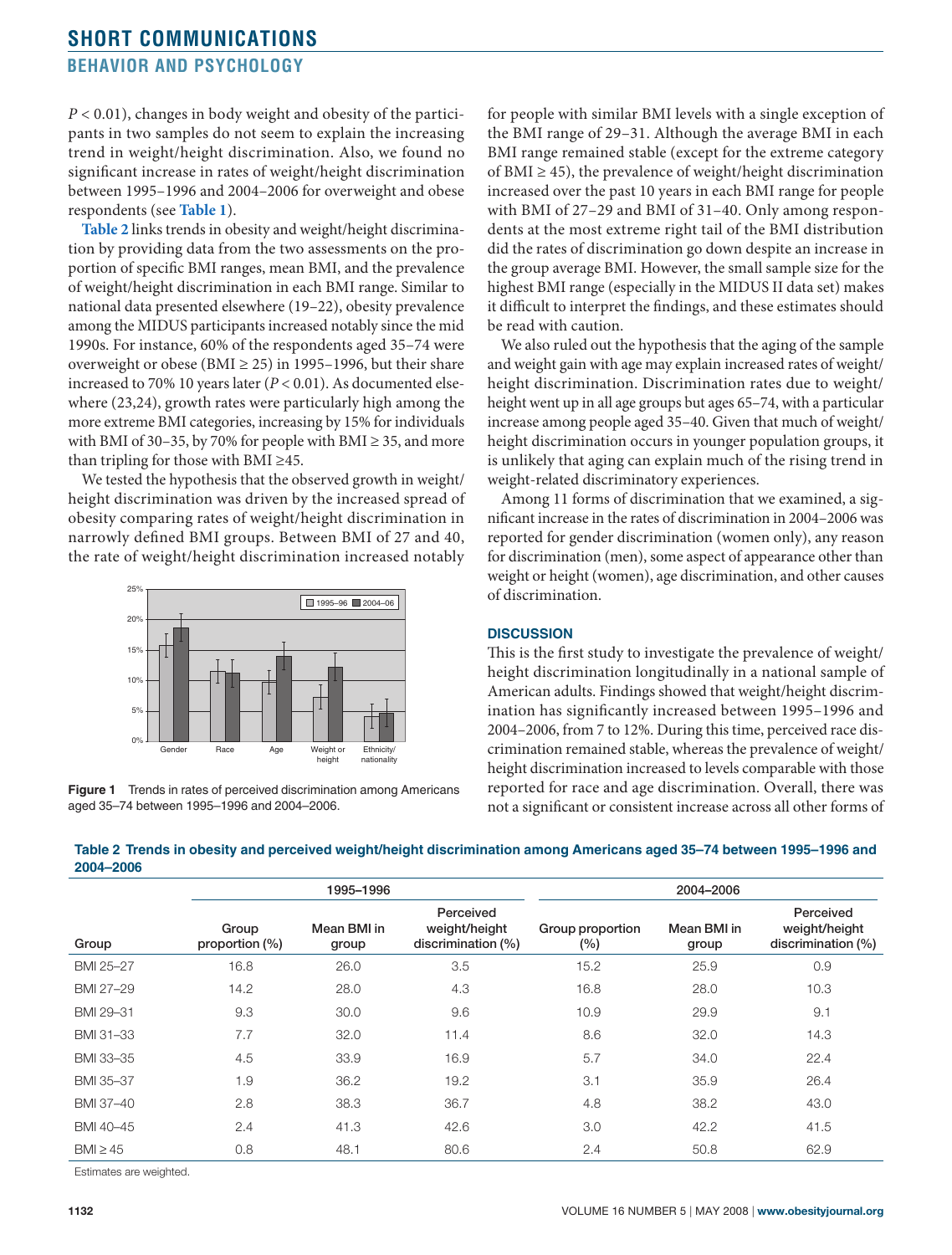*P* < 0.01), changes in body weight and obesity of the participants in two samples do not seem to explain the increasing trend in weight/height discrimination. Also, we found no significant increase in rates of weight/height discrimination between 1995–1996 and 2004–2006 for overweight and obese respondents (see **Table 1**).

**Table 2** links trends in obesity and weight/height discrimination by providing data from the two assessments on the proportion of specific BMI ranges, mean BMI, and the prevalence of weight/height discrimination in each BMI range. Similar to national data presented elsewhere (19–22), obesity prevalence among the MIDUS participants increased notably since the mid 1990s. For instance, 60% of the respondents aged 35–74 were overweight or obese (BMI ≥ 25) in 1995–1996, but their share increased to 70% 10 years later (*P* < 0.01). As documented elsewhere (23,24), growth rates were particularly high among the more extreme BMI categories, increasing by 15% for individuals with BMI of 30–35, by 70% for people with BMI ≥ 35, and more than tripling for those with BMI ≥45.

We tested the hypothesis that the observed growth in weight/height discrimination was driven by the increased spread of obesity comparing rates of weight/height discrimination in narrowly defined BMI groups. Between BMI of 27 and 40, the rate of weight/height discrimination increased notably for people with similar BMI levels with a single exception of the BMI range of 29–31. Although the average BMI in each BMI range remained stable (except for the extreme category of BMI ≥ 45), the prevalence of weight/height discrimination increased over the past 10 years in each BMI range for people with BMI of 27–29 and BMI of 31–40. Only among respondents at the most extreme right tail of the BMI distribution did the rates of discrimination go down despite an increase in the group average BMI. However, the small sample size for the highest BMI range (especially in the MIDUS II data set) makes it difficult to interpret the findings, and these estimates should be read with caution.

We also ruled out the hypothesis that the aging of the sample and weight gain with age may explain increased rates of weight/height discrimination. Discrimination rates due to weight/height went up in all age groups but ages 65–74, with a particular increase among people aged 35–40. Given that much of weight/height discrimination occurs in younger population groups, it is unlikely that aging can explain much of the rising trend in weight-related discriminatory experiences.

Among 11 forms of discrimination that we examined, a significant increase in the rates of discrimination in 2004–2006 was reported for gender discrimination (women only), any reason for discrimination (men), some aspect of appearance other than weight or height (women), age discrimination, and other causes of discrimination.

**Figure 1** Trends in rates of perceived discrimination among Americans aged 35–74 between 1995–1996 and 2004–2006.

## DISCUSSION

This is the first study to investigate the prevalence of weight/height discrimination longitudinally in a national sample of American adults. Findings showed that weight/height discrimination has significantly increased between 1995–1996 and 2004–2006, from 7 to 12%. During this time, perceived race discrimination remained stable, whereas the prevalence of weight/height discrimination increased to levels comparable with those reported for race and age discrimination. Overall, there was not a significant or consistent increase across all other forms of

**Table 2 Trends in obesity and perceived weight/height discrimination among Americans aged 35–74 between 1995–1996 and 2004–2006**

| | 1995–1996 | | | 2004–2006 | | |
|---|---|---|---|---|---|---|
| Group | Group proportion (%) | Mean BMI in group | Perceived weight/height discrimination (%) | Group proportion (%) | Mean BMI in group | Perceived weight/height discrimination (%) |
| BMI 25–27 | 16.8 | 26.0 | 3.5 | 15.2 | 25.9 | 0.9 |
| BMI 27–29 | 14.2 | 28.0 | 4.3 | 16.8 | 28.0 | 10.3 |
| BMI 29–31 | 9.3 | 30.0 | 9.6 | 10.9 | 29.9 | 9.1 |
| BMI 31–33 | 7.7 | 32.0 | 11.4 | 8.6 | 32.0 | 14.3 |
| BMI 33–35 | 4.5 | 33.9 | 16.9 | 5.7 | 34.0 | 22.4 |
| BMI 35–37 | 1.9 | 36.2 | 19.2 | 3.1 | 35.9 | 26.4 |
| BMI 37–40 | 2.8 | 38.3 | 36.7 | 4.8 | 38.2 | 43.0 |
| BMI 40–45 | 2.4 | 41.3 | 42.6 | 3.0 | 42.2 | 41.5 |
| BMI ≥ 45 | 0.8 | 48.1 | 80.6 | 2.4 | 50.8 | 62.9 |

Estimates are weighted.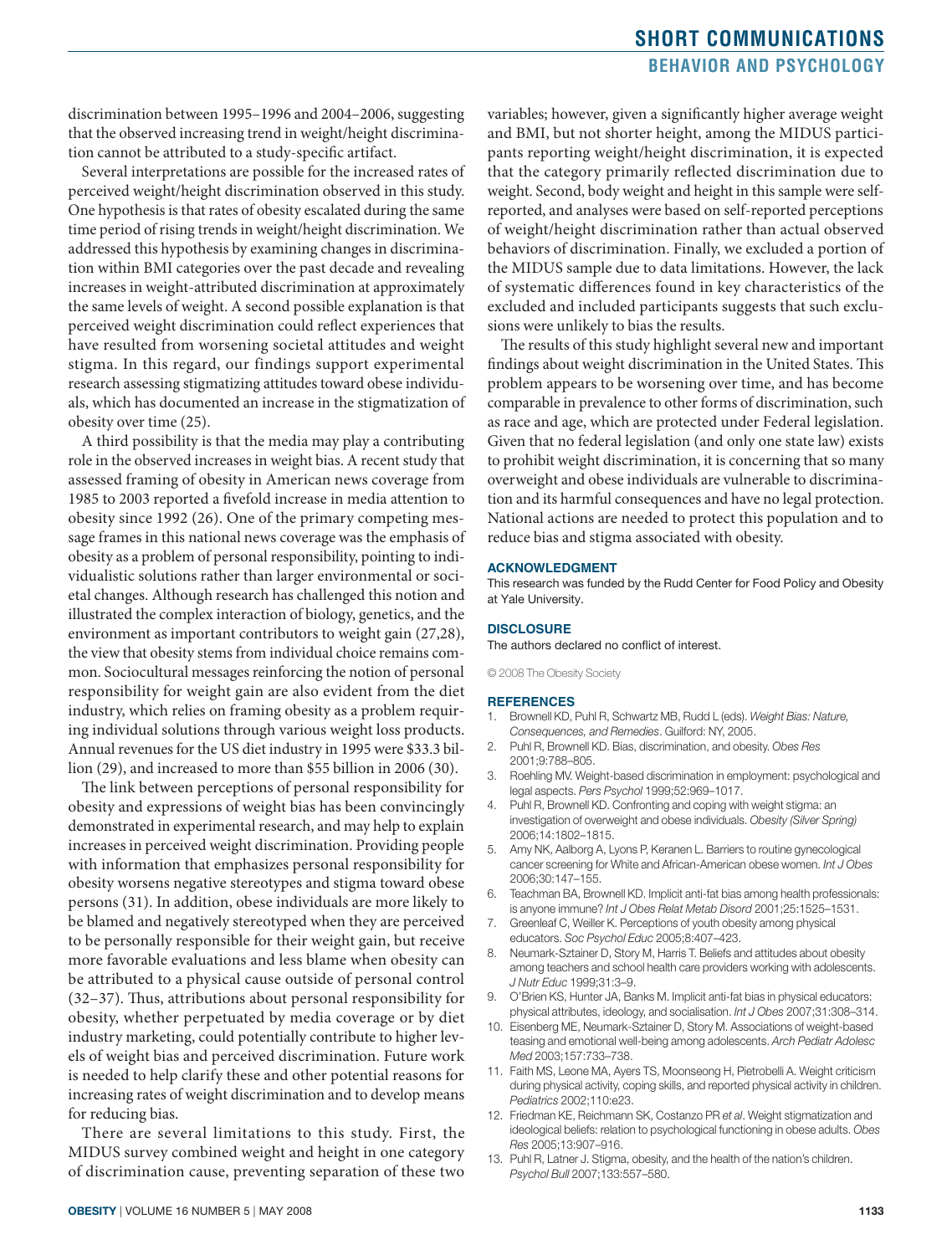discrimination between 1995–1996 and 2004–2006, suggesting that the observed increasing trend in weight/height discrimination cannot be attributed to a study-specific artifact.

Several interpretations are possible for the increased rates of perceived weight/height discrimination observed in this study. One hypothesis is that rates of obesity escalated during the same time period of rising trends in weight/height discrimination. We addressed this hypothesis by examining changes in discrimination within BMI categories over the past decade and revealing increases in weight-attributed discrimination at approximately the same levels of weight. A second possible explanation is that perceived weight discrimination could reflect experiences that have resulted from worsening societal attitudes and weight stigma. In this regard, our findings support experimental research assessing stigmatizing attitudes toward obese individuals, which has documented an increase in the stigmatization of obesity over time (25).

A third possibility is that the media may play a contributing role in the observed increases in weight bias. A recent study that assessed framing of obesity in American news coverage from 1985 to 2003 reported a fivefold increase in media attention to obesity since 1992 (26). One of the primary competing message frames in this national news coverage was the emphasis of obesity as a problem of personal responsibility, pointing to individualistic solutions rather than larger environmental or societal changes. Although research has challenged this notion and illustrated the complex interaction of biology, genetics, and the environment as important contributors to weight gain (27,28), the view that obesity stems from individual choice remains common. Sociocultural messages reinforcing the notion of personal responsibility for weight gain are also evident from the diet industry, which relies on framing obesity as a problem requiring individual solutions through various weight loss products. Annual revenues for the US diet industry in 1995 were $33.3 billion (29), and increased to more than $55 billion in 2006 (30).

The link between perceptions of personal responsibility for obesity and expressions of weight bias has been convincingly demonstrated in experimental research, and may help to explain increases in perceived weight discrimination. Providing people with information that emphasizes personal responsibility for obesity worsens negative stereotypes and stigma toward obese persons (31). In addition, obese individuals are more likely to be blamed and negatively stereotyped when they are perceived to be personally responsible for their weight gain, but receive more favorable evaluations and less blame when obesity can be attributed to a physical cause outside of personal control (32–37). Thus, attributions about personal responsibility for obesity, whether perpetuated by media coverage or by diet industry marketing, could potentially contribute to higher levels of weight bias and perceived discrimination. Future work is needed to help clarify these and other potential reasons for increasing rates of weight discrimination and to develop means for reducing bias.

There are several limitations to this study. First, the MIDUS survey combined weight and height in one category of discrimination cause, preventing separation of these two variables; however, given a significantly higher average weight and BMI, but not shorter height, among the MIDUS participants reporting weight/height discrimination, it is expected that the category primarily reflected discrimination due to weight. Second, body weight and height in this sample were self-reported, and analyses were based on self-reported perceptions of weight/height discrimination rather than actual observed behaviors of discrimination. Finally, we excluded a portion of the MIDUS sample due to data limitations. However, the lack of systematic differences found in key characteristics of the excluded and included participants suggests that such exclusions were unlikely to bias the results.

The results of this study highlight several new and important findings about weight discrimination in the United States. This problem appears to be worsening over time, and has become comparable in prevalence to other forms of discrimination, such as race and age, which are protected under Federal legislation. Given that no federal legislation (and only one state law) exists to prohibit weight discrimination, it is concerning that so many overweight and obese individuals are vulnerable to discrimination and its harmful consequences and have no legal protection. National actions are needed to protect this population and to reduce bias and stigma associated with obesity.

## ACKNOWLEDGMENT

This research was funded by the Rudd Center for Food Policy and Obesity at Yale University.

## DISCLOSURE

The authors declared no conflict of interest.

© 2008 The Obesity Society

## REFERENCES

1. Brownell KD, Puhl R, Schwartz MB, Rudd L (eds). *Weight Bias: Nature, Consequences, and Remedies*. Guilford: NY, 2005.
2. Puhl R, Brownell KD. Bias, discrimination, and obesity. *Obes Res* 2001;9:788–805.
3. Roehling MV. Weight-based discrimination in employment: psychological and legal aspects. *Pers Psychol* 1999;52:969–1017.
4. Puhl R, Brownell KD. Confronting and coping with weight stigma: an investigation of overweight and obese individuals. *Obesity (Silver Spring)* 2006;14:1802–1815.
5. Amy NK, Aalborg A, Lyons P, Keranen L. Barriers to routine gynecological cancer screening for White and African-American obese women. *Int J Obes* 2006;30:147–155.
6. Teachman BA, Brownell KD. Implicit anti-fat bias among health professionals: is anyone immune? *Int J Obes Relat Metab Disord* 2001;25:1525–1531.
7. Greenleaf C, Weiller K. Perceptions of youth obesity among physical educators. *Soc Psychol Educ* 2005;8:407–423.
8. Neumark-Sztainer D, Story M, Harris T. Beliefs and attitudes about obesity among teachers and school health care providers working with adolescents. *J Nutr Educ* 1999;31:3–9.
9. O'Brien KS, Hunter JA, Banks M. Implicit anti-fat bias in physical educators: physical attributes, ideology, and socialisation. *Int J Obes* 2007;31:308–314.
10. Eisenberg ME, Neumark-Sztainer D, Story M. Associations of weight-based teasing and emotional well-being among adolescents. *Arch Pediatr Adolesc Med* 2003;157:733–738.
11. Faith MS, Leone MA, Ayers TS, Moonseong H, Pietrobelli A. Weight criticism during physical activity, coping skills, and reported physical activity in children. *Pediatrics* 2002;110:e23.
12. Friedman KE, Reichmann SK, Costanzo PR *et al*. Weight stigmatization and ideological beliefs: relation to psychological functioning in obese adults. *Obes Res* 2005;13:907–916.
13. Puhl R, Latner J. Stigma, obesity, and the health of the nation's children. *Psychol Bull* 2007;133:557–580.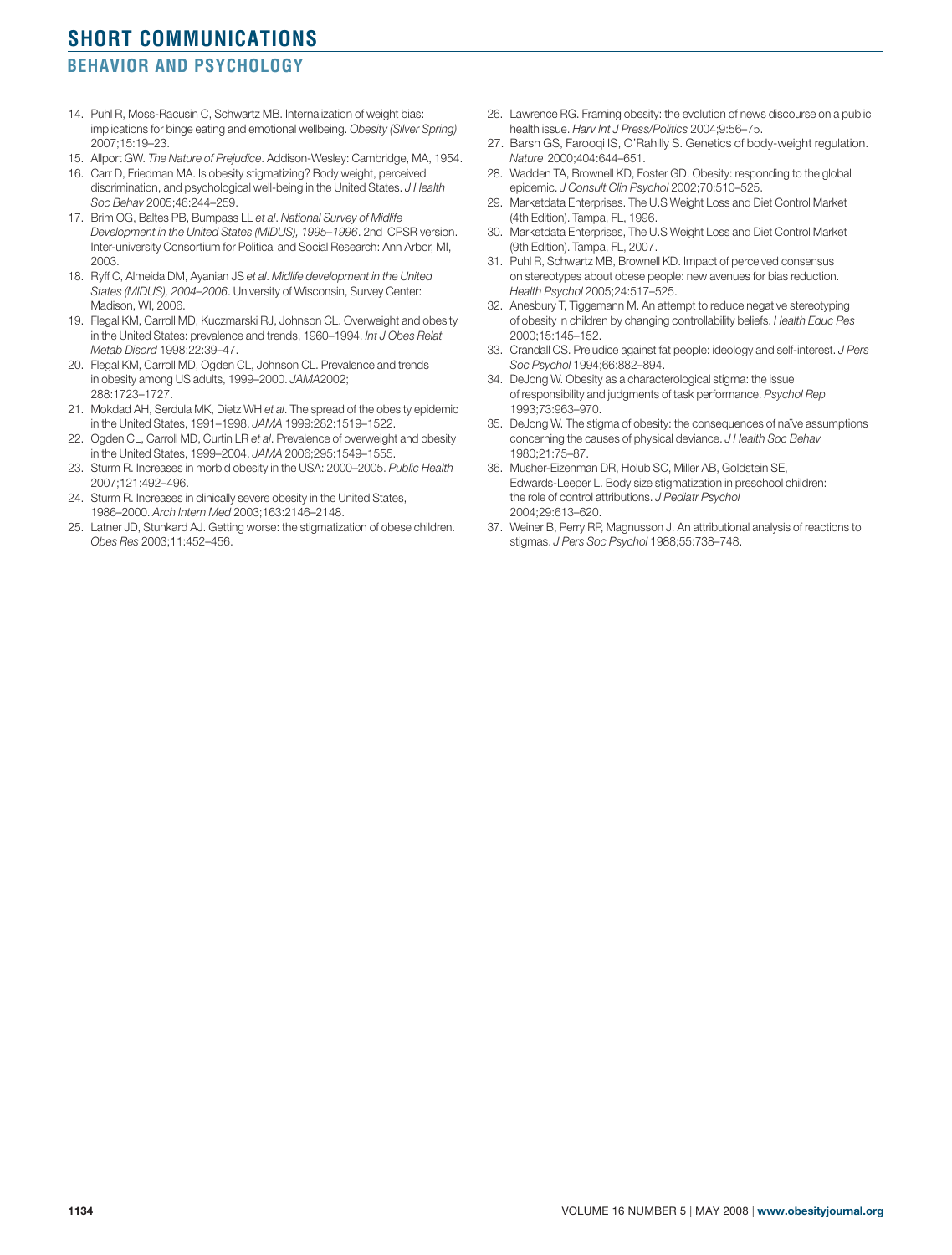14. Puhl R, Moss-Racusin C, Schwartz MB. Internalization of weight bias: implications for binge eating and emotional wellbeing. *Obesity (Silver Spring)* 2007;15:19–23.
15. Allport GW. *The Nature of Prejudice*. Addison-Wesley: Cambridge, MA, 1954.
16. Carr D, Friedman MA. Is obesity stigmatizing? Body weight, perceived discrimination, and psychological well-being in the United States. *J Health Soc Behav* 2005;46:244–259.
17. Brim OG, Baltes PB, Bumpass LL *et al*. *National Survey of Midlife Development in the United States (MIDUS), 1995–1996*. 2nd ICPSR version. Inter-university Consortium for Political and Social Research: Ann Arbor, MI, 2003.
18. Ryff C, Almeida DM, Ayanian JS *et al*. *Midlife development in the United States (MIDUS), 2004–2006*. University of Wisconsin, Survey Center: Madison, WI, 2006.
19. Flegal KM, Carroll MD, Kuczmarski RJ, Johnson CL. Overweight and obesity in the United States: prevalence and trends, 1960–1994. *Int J Obes Relat Metab Disord* 1998:22:39–47.
20. Flegal KM, Carroll MD, Ogden CL, Johnson CL. Prevalence and trends in obesity among US adults, 1999–2000. *JAMA*2002; 288:1723–1727.
21. Mokdad AH, Serdula MK, Dietz WH *et al*. The spread of the obesity epidemic in the United States, 1991–1998. *JAMA* 1999:282:1519–1522.
22. Ogden CL, Carroll MD, Curtin LR *et al*. Prevalence of overweight and obesity in the United States, 1999–2004. *JAMA* 2006;295:1549–1555.
23. Sturm R. Increases in morbid obesity in the USA: 2000–2005. *Public Health* 2007;121:492–496.
24. Sturm R. Increases in clinically severe obesity in the United States, 1986–2000. *Arch Intern Med* 2003;163:2146–2148.
25. Latner JD, Stunkard AJ. Getting worse: the stigmatization of obese children. *Obes Res* 2003;11:452–456.
26. Lawrence RG. Framing obesity: the evolution of news discourse on a public health issue. *Harv Int J Press/Politics* 2004;9:56–75.
27. Barsh GS, Farooqi IS, O'Rahilly S. Genetics of body-weight regulation. *Nature* 2000;404:644–651.
28. Wadden TA, Brownell KD, Foster GD. Obesity: responding to the global epidemic. *J Consult Clin Psychol* 2002;70:510–525.
29. Marketdata Enterprises. The U.S Weight Loss and Diet Control Market (4th Edition). Tampa, FL, 1996.
30. Marketdata Enterprises, The U.S Weight Loss and Diet Control Market (9th Edition). Tampa, FL, 2007.
31. Puhl R, Schwartz MB, Brownell KD. Impact of perceived consensus on stereotypes about obese people: new avenues for bias reduction. *Health Psychol* 2005;24:517–525.
32. Anesbury T, Tiggemann M. An attempt to reduce negative stereotyping of obesity in children by changing controllability beliefs. *Health Educ Res* 2000;15:145–152.
33. Crandall CS. Prejudice against fat people: ideology and self-interest. *J Pers Soc Psychol* 1994;66:882–894.
34. DeJong W. Obesity as a characterological stigma: the issue of responsibility and judgments of task performance. *Psychol Rep* 1993;73:963–970.
35. DeJong W. The stigma of obesity: the consequences of naïve assumptions concerning the causes of physical deviance. *J Health Soc Behav* 1980;21:75–87.
36. Musher-Eizenman DR, Holub SC, Miller AB, Goldstein SE, Edwards-Leeper L. Body size stigmatization in preschool children: the role of control attributions. *J Pediatr Psychol* 2004;29:613–620.
37. Weiner B, Perry RP, Magnusson J. An attributional analysis of reactions to stigmas. *J Pers Soc Psychol* 1988;55:738–748.